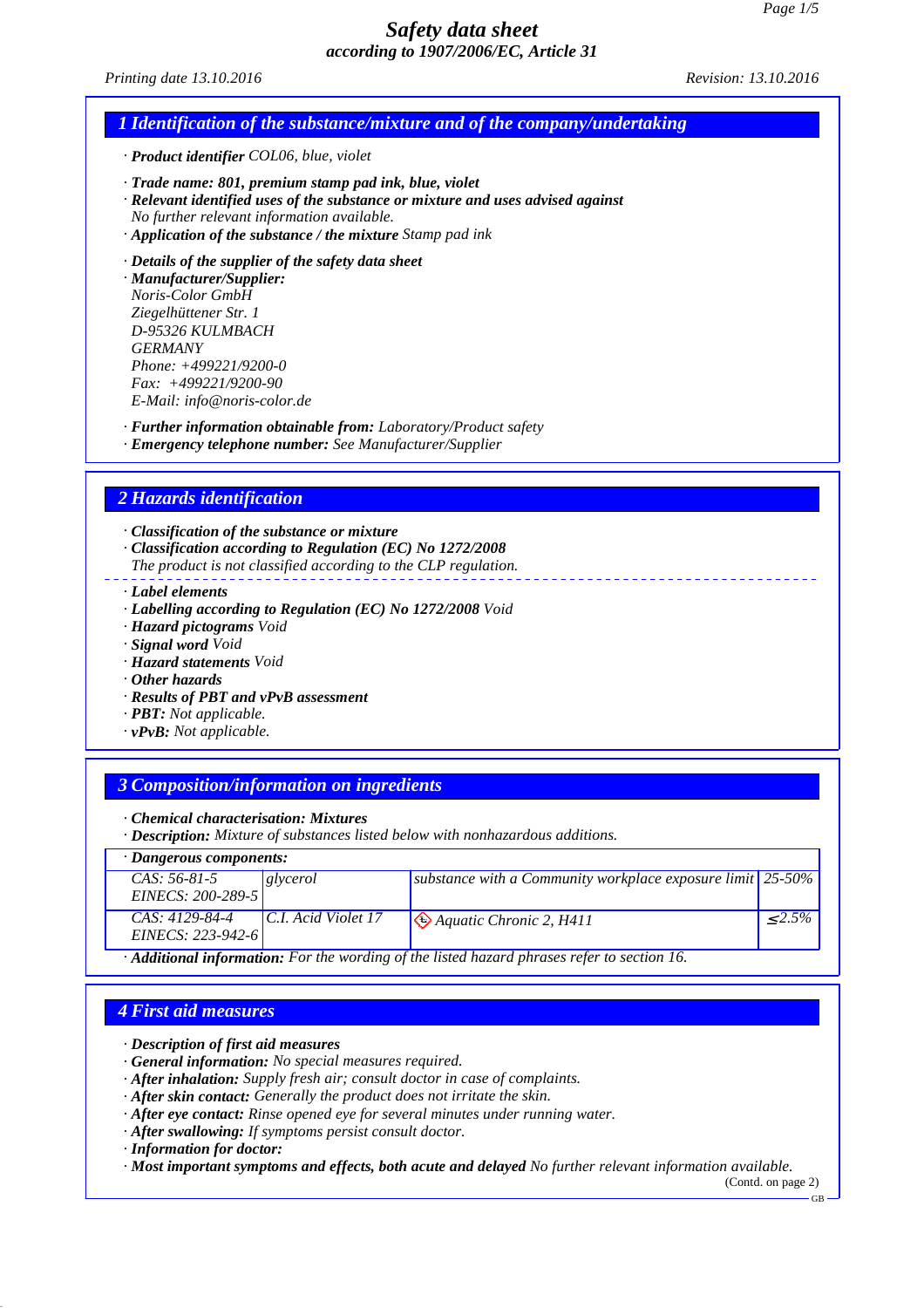# Safety data sheet
## according to 1907/2006/EC, Article 31

Printing date 13.10.2016 Revision: 13.10.2016

## 1 Identification of the substance/mixture and of the company/undertaking

· **Product identifier** COL06, blue, violet

· **Trade name: 801, premium stamp pad ink, blue, violet**
· **Relevant identified uses of the substance or mixture and uses advised against**
No further relevant information available.
· **Application of the substance / the mixture** Stamp pad ink

· **Details of the supplier of the safety data sheet**
· **Manufacturer/Supplier:**
Noris-Color GmbH
Ziegelhüttener Str. 1
D-95326 KULMBACH
GERMANY
Phone: +499221/9200-0
Fax: +499221/9200-90
E-Mail: info@noris-color.de

· **Further information obtainable from:** Laboratory/Product safety
· **Emergency telephone number:** See Manufacturer/Supplier

## 2 Hazards identification

· **Classification of the substance or mixture**
· **Classification according to Regulation (EC) No 1272/2008**
The product is not classified according to the CLP regulation.

· **Label elements**
· **Labelling according to Regulation (EC) No 1272/2008** Void
· **Hazard pictograms** Void
· **Signal word** Void
· **Hazard statements** Void
· **Other hazards**
· **Results of PBT and vPvB assessment**
· **PBT:** Not applicable.
· **vPvB:** Not applicable.

## 3 Composition/information on ingredients

· **Chemical characterisation: Mixtures**
· **Description:** Mixture of substances listed below with nonhazardous additions.

· **Dangerous components:**

| | | | |
|---|---|---|---|
| CAS: 56-81-5<br>EINECS: 200-289-5 | glycerol | substance with a Community workplace exposure limit | 25-50% |
| CAS: 4129-84-4<br>EINECS: 223-942-6 | C.I. Acid Violet 17 | Aquatic Chronic 2, H411 | ≤2.5% |

· **Additional information:** For the wording of the listed hazard phrases refer to section 16.

## 4 First aid measures

· **Description of first aid measures**
· **General information:** No special measures required.
· **After inhalation:** Supply fresh air; consult doctor in case of complaints.
· **After skin contact:** Generally the product does not irritate the skin.
· **After eye contact:** Rinse opened eye for several minutes under running water.
· **After swallowing:** If symptoms persist consult doctor.
· **Information for doctor:**
· **Most important symptoms and effects, both acute and delayed** No further relevant information available.

(Contd. on page 2)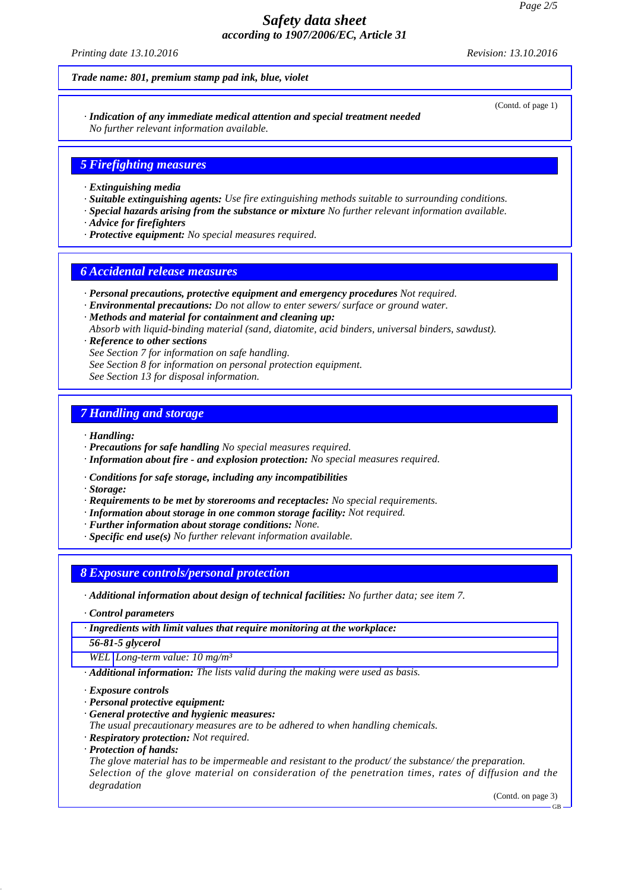**Trade name: 801, premium stamp pad ink, blue, violet**

(Contd. of page 1)

· ***Indication of any immediate medical attention and special treatment needed***
*No further relevant information available.*

## *5 Firefighting measures*

· ***Extinguishing media***
· ***Suitable extinguishing agents:*** *Use fire extinguishing methods suitable to surrounding conditions.*
· ***Special hazards arising from the substance or mixture*** *No further relevant information available.*
· ***Advice for firefighters***
· ***Protective equipment:*** *No special measures required.*

## *6 Accidental release measures*

· ***Personal precautions, protective equipment and emergency procedures*** *Not required.*
· ***Environmental precautions:*** *Do not allow to enter sewers/ surface or ground water.*
· ***Methods and material for containment and cleaning up:***
*Absorb with liquid-binding material (sand, diatomite, acid binders, universal binders, sawdust).*
· ***Reference to other sections***
*See Section 7 for information on safe handling.*
*See Section 8 for information on personal protection equipment.*
*See Section 13 for disposal information.*

## *7 Handling and storage*

· ***Handling:***
· ***Precautions for safe handling*** *No special measures required.*
· ***Information about fire - and explosion protection:*** *No special measures required.*

· ***Conditions for safe storage, including any incompatibilities***
· ***Storage:***
· ***Requirements to be met by storerooms and receptacles:*** *No special requirements.*
· ***Information about storage in one common storage facility:*** *Not required.*
· ***Further information about storage conditions:*** *None.*
· ***Specific end use(s)*** *No further relevant information available.*

## *8 Exposure controls/personal protection*

· ***Additional information about design of technical facilities:*** *No further data; see item 7.*

· ***Control parameters***

| · *Ingredients with limit values that require monitoring at the workplace:* | |
|---|---|
| ***56-81-5 glycerol*** | |
| *WEL* | *Long-term value: 10 mg/m³* |

· ***Additional information:*** *The lists valid during the making were used as basis.*

· ***Exposure controls***
· ***Personal protective equipment:***
· ***General protective and hygienic measures:***
*The usual precautionary measures are to be adhered to when handling chemicals.*
· ***Respiratory protection:*** *Not required.*
· ***Protection of hands:***
*The glove material has to be impermeable and resistant to the product/ the substance/ the preparation.*
*Selection of the glove material on consideration of the penetration times, rates of diffusion and the degradation*

(Contd. on page 3)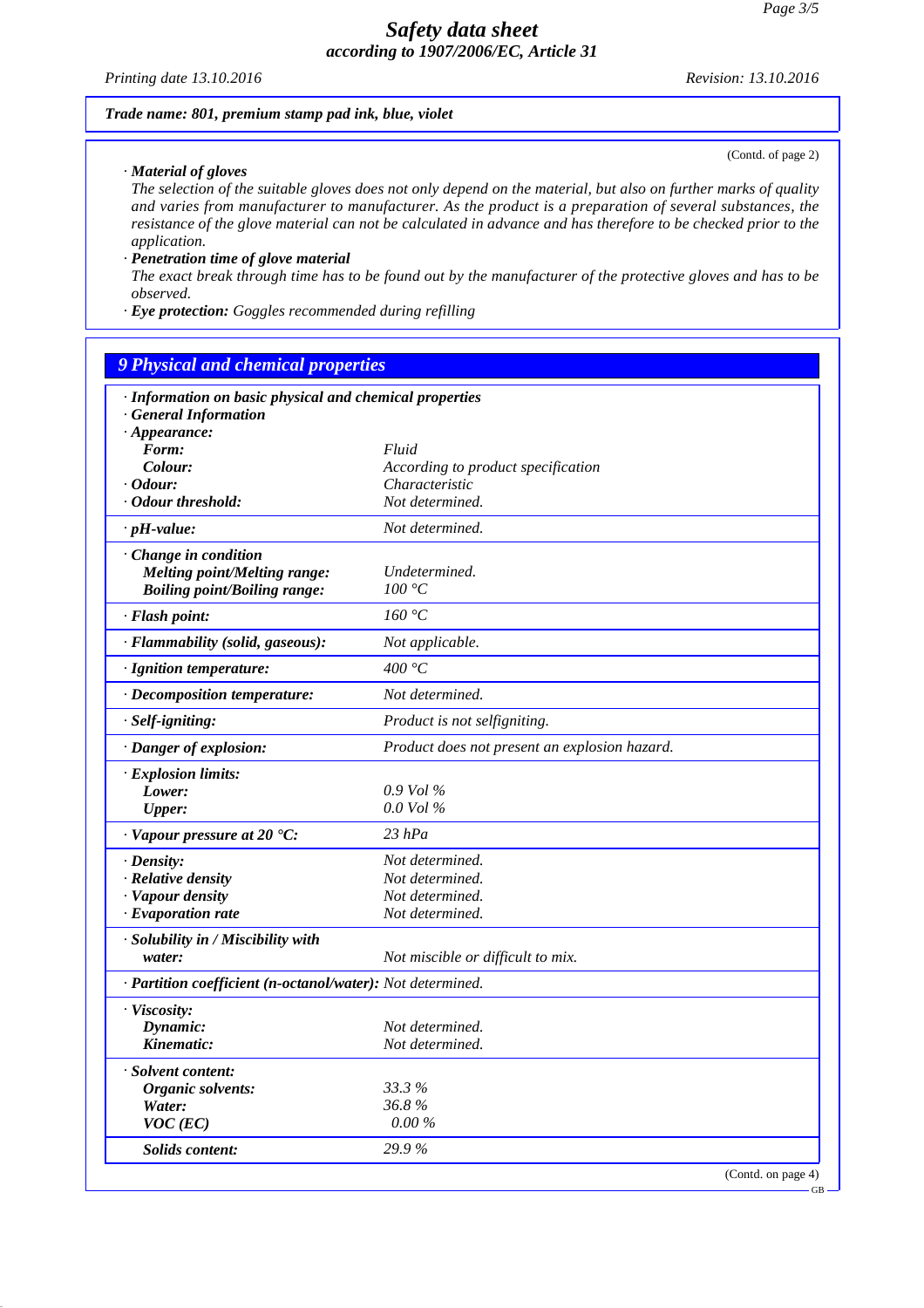**Trade name: 801, premium stamp pad ink, blue, violet**

(Contd. of page 2)

· **Material of gloves**
The selection of the suitable gloves does not only depend on the material, but also on further marks of quality and varies from manufacturer to manufacturer. As the product is a preparation of several substances, the resistance of the glove material can not be calculated in advance and has therefore to be checked prior to the application.

· **Penetration time of glove material**
The exact break through time has to be found out by the manufacturer of the protective gloves and has to be observed.

· **Eye protection:** Goggles recommended during refilling

## 9 Physical and chemical properties

| | |
|---|---|
| · **Information on basic physical and chemical properties** | |
| · **General Information** | |
| · **Appearance:** | |
| **Form:** | Fluid |
| **Colour:** | According to product specification |
| · **Odour:** | Characteristic |
| · **Odour threshold:** | Not determined. |
| · **pH-value:** | Not determined. |
| · **Change in condition** | |
| **Melting point/Melting range:** | Undetermined. |
| **Boiling point/Boiling range:** | 100 °C |
| · **Flash point:** | 160 °C |
| · **Flammability (solid, gaseous):** | Not applicable. |
| · **Ignition temperature:** | 400 °C |
| · **Decomposition temperature:** | Not determined. |
| · **Self-igniting:** | Product is not selfigniting. |
| · **Danger of explosion:** | Product does not present an explosion hazard. |
| · **Explosion limits:** | |
| **Lower:** | 0.9 Vol % |
| **Upper:** | 0.0 Vol % |
| · **Vapour pressure at 20 °C:** | 23 hPa |
| · **Density:** | Not determined. |
| · **Relative density** | Not determined. |
| · **Vapour density** | Not determined. |
| · **Evaporation rate** | Not determined. |
| · **Solubility in / Miscibility with water:** | Not miscible or difficult to mix. |
| · **Partition coefficient (n-octanol/water):** | Not determined. |
| · **Viscosity:** | |
| **Dynamic:** | Not determined. |
| **Kinematic:** | Not determined. |
| · **Solvent content:** | |
| **Organic solvents:** | 33.3 % |
| **Water:** | 36.8 % |
| **VOC (EC)** | 0.00 % |
| **Solids content:** | 29.9 % |

(Contd. on page 4)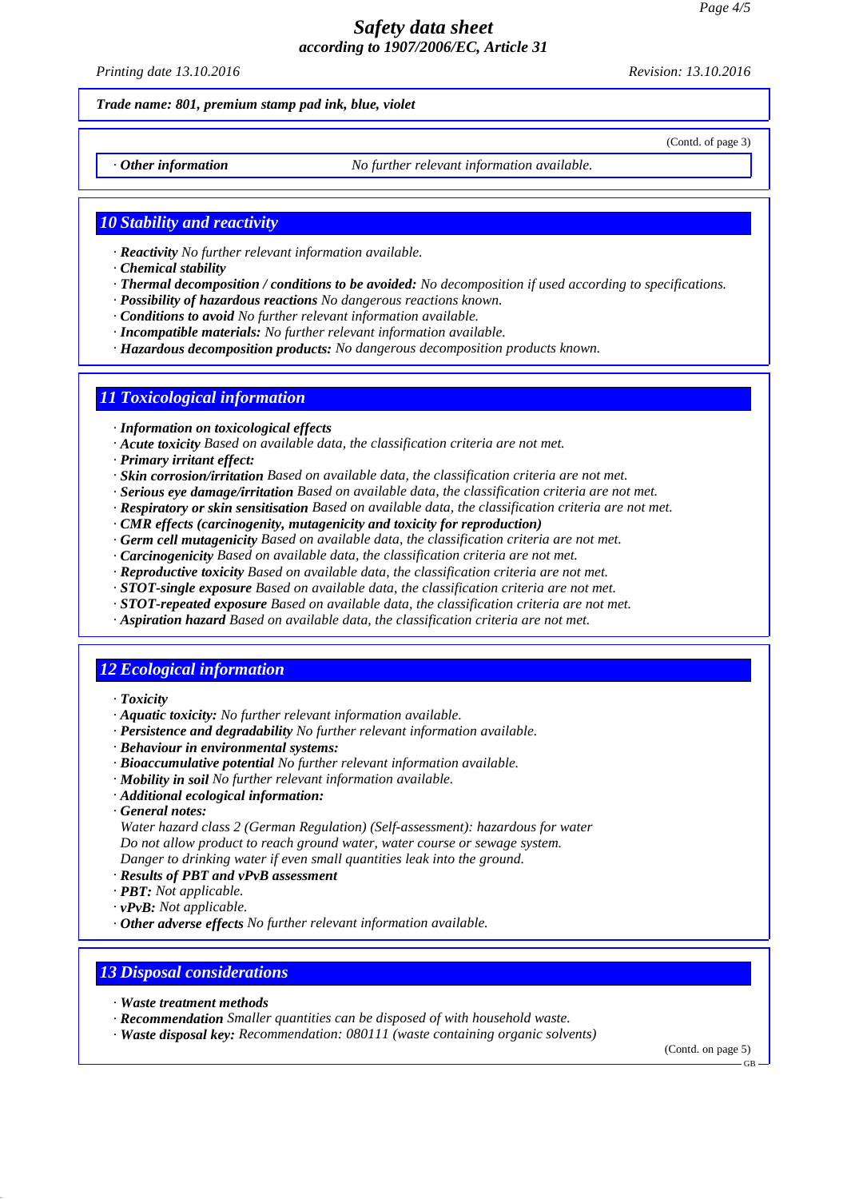Trade name: 801, premium stamp pad ink, blue, violet

(Contd. of page 3)

· **Other information** No further relevant information available.

## 10 Stability and reactivity

· **Reactivity** No further relevant information available.
· **Chemical stability**
· **Thermal decomposition / conditions to be avoided:** No decomposition if used according to specifications.
· **Possibility of hazardous reactions** No dangerous reactions known.
· **Conditions to avoid** No further relevant information available.
· **Incompatible materials:** No further relevant information available.
· **Hazardous decomposition products:** No dangerous decomposition products known.

## 11 Toxicological information

· **Information on toxicological effects**
· **Acute toxicity** Based on available data, the classification criteria are not met.
· **Primary irritant effect:**
· **Skin corrosion/irritation** Based on available data, the classification criteria are not met.
· **Serious eye damage/irritation** Based on available data, the classification criteria are not met.
· **Respiratory or skin sensitisation** Based on available data, the classification criteria are not met.
· **CMR effects (carcinogenity, mutagenicity and toxicity for reproduction)**
· **Germ cell mutagenicity** Based on available data, the classification criteria are not met.
· **Carcinogenicity** Based on available data, the classification criteria are not met.
· **Reproductive toxicity** Based on available data, the classification criteria are not met.
· **STOT-single exposure** Based on available data, the classification criteria are not met.
· **STOT-repeated exposure** Based on available data, the classification criteria are not met.
· **Aspiration hazard** Based on available data, the classification criteria are not met.

## 12 Ecological information

· **Toxicity**
· **Aquatic toxicity:** No further relevant information available.
· **Persistence and degradability** No further relevant information available.
· **Behaviour in environmental systems:**
· **Bioaccumulative potential** No further relevant information available.
· **Mobility in soil** No further relevant information available.
· **Additional ecological information:**
· **General notes:**
Water hazard class 2 (German Regulation) (Self-assessment): hazardous for water
Do not allow product to reach ground water, water course or sewage system.
Danger to drinking water if even small quantities leak into the ground.
· **Results of PBT and vPvB assessment**
· **PBT:** Not applicable.
· **vPvB:** Not applicable.
· **Other adverse effects** No further relevant information available.

## 13 Disposal considerations

· **Waste treatment methods**
· **Recommendation** Smaller quantities can be disposed of with household waste.
· **Waste disposal key:** Recommendation: 080111 (waste containing organic solvents)

(Contd. on page 5)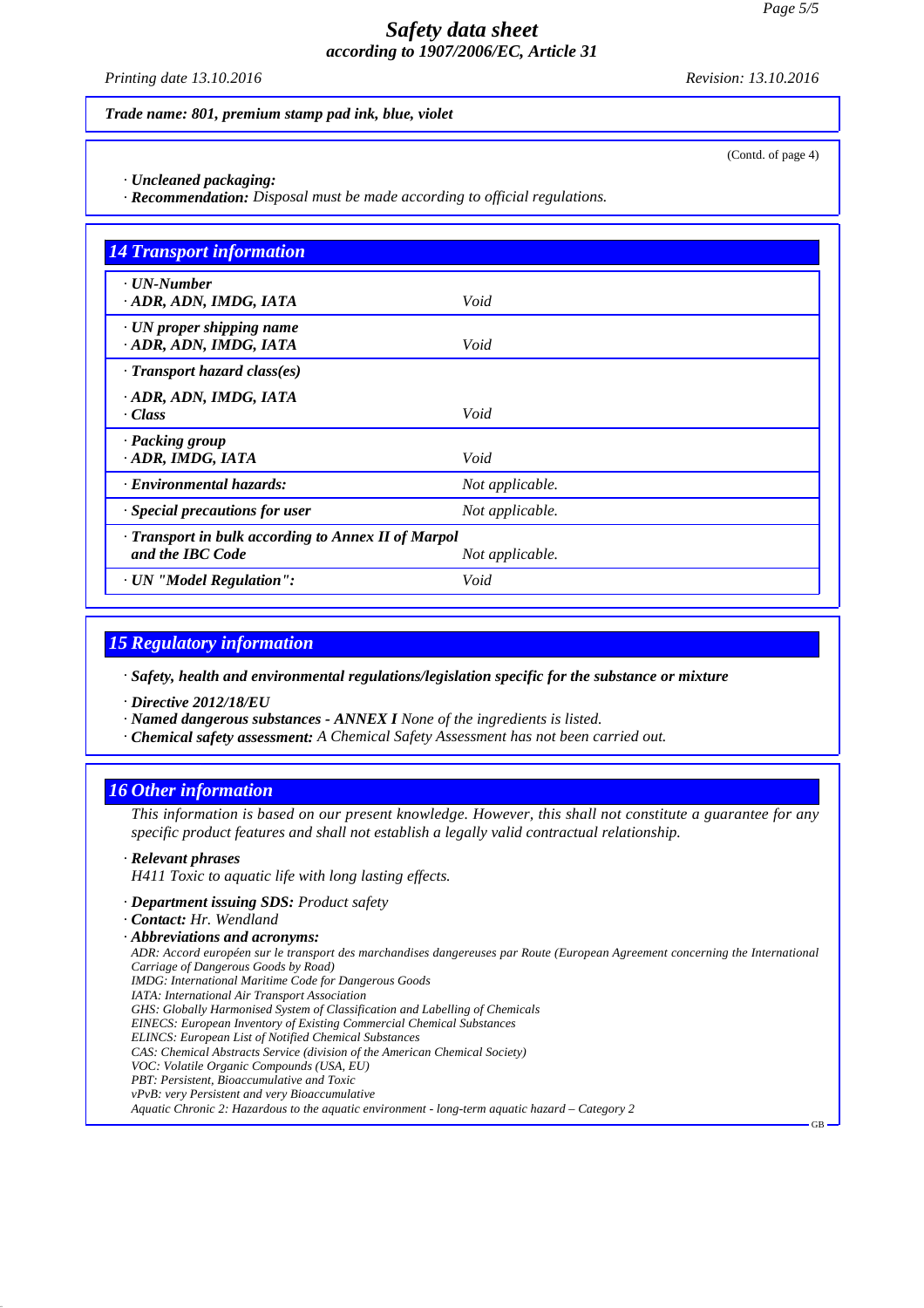*Trade name: 801, premium stamp pad ink, blue, violet*

(Contd. of page 4)

· ***Uncleaned packaging:***
· ***Recommendation:*** *Disposal must be made according to official regulations.*

## 14 Transport information

| | |
|---|---|
| · ***UN-Number*** · ***ADR, ADN, IMDG, IATA*** | *Void* |
| · ***UN proper shipping name*** · ***ADR, ADN, IMDG, IATA*** | *Void* |
| · ***Transport hazard class(es)*** · ***ADR, ADN, IMDG, IATA*** · ***Class*** | *Void* |
| · ***Packing group*** · ***ADR, IMDG, IATA*** | *Void* |
| · ***Environmental hazards:*** | *Not applicable.* |
| · ***Special precautions for user*** | *Not applicable.* |
| · ***Transport in bulk according to Annex II of Marpol and the IBC Code*** | *Not applicable.* |
| · ***UN "Model Regulation":*** | *Void* |

## 15 Regulatory information

· ***Safety, health and environmental regulations/legislation specific for the substance or mixture***

· ***Directive 2012/18/EU***
· ***Named dangerous substances - ANNEX I*** *None of the ingredients is listed.*
· ***Chemical safety assessment:*** *A Chemical Safety Assessment has not been carried out.*

## 16 Other information

*This information is based on our present knowledge. However, this shall not constitute a guarantee for any specific product features and shall not establish a legally valid contractual relationship.*

· ***Relevant phrases***
*H411 Toxic to aquatic life with long lasting effects.*

· ***Department issuing SDS:*** *Product safety*
· ***Contact:*** *Hr. Wendland*
· ***Abbreviations and acronyms:***
*ADR: Accord européen sur le transport des marchandises dangereuses par Route (European Agreement concerning the International Carriage of Dangerous Goods by Road)*
*IMDG: International Maritime Code for Dangerous Goods*
*IATA: International Air Transport Association*
*GHS: Globally Harmonised System of Classification and Labelling of Chemicals*
*EINECS: European Inventory of Existing Commercial Chemical Substances*
*ELINCS: European List of Notified Chemical Substances*
*CAS: Chemical Abstracts Service (division of the American Chemical Society)*
*VOC: Volatile Organic Compounds (USA, EU)*
*PBT: Persistent, Bioaccumulative and Toxic*
*vPvB: very Persistent and very Bioaccumulative*
*Aquatic Chronic 2: Hazardous to the aquatic environment - long-term aquatic hazard – Category 2*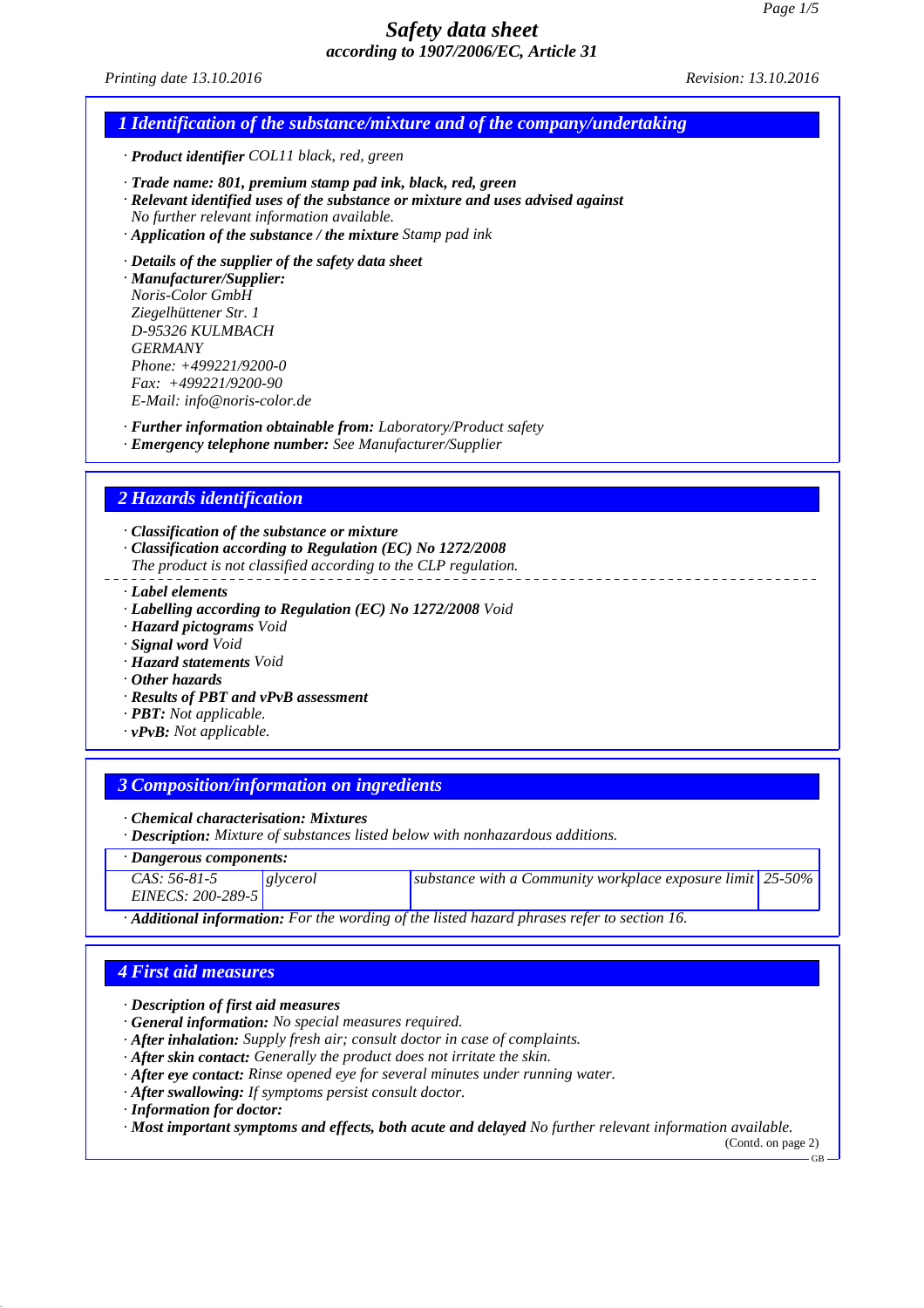# Safety data sheet
## according to 1907/2006/EC, Article 31

Printing date 13.10.2016 Revision: 13.10.2016

## 1 Identification of the substance/mixture and of the company/undertaking

· **Product identifier** COL11 black, red, green

· **Trade name: 801, premium stamp pad ink, black, red, green**
· **Relevant identified uses of the substance or mixture and uses advised against**
No further relevant information available.
· **Application of the substance / the mixture** Stamp pad ink

· **Details of the supplier of the safety data sheet**
· **Manufacturer/Supplier:**
Noris-Color GmbH
Ziegelhüttener Str. 1
D-95326 KULMBACH
GERMANY
Phone: +499221/9200-0
Fax: +499221/9200-90
E-Mail: info@noris-color.de

· **Further information obtainable from:** Laboratory/Product safety
· **Emergency telephone number:** See Manufacturer/Supplier

## 2 Hazards identification

· **Classification of the substance or mixture**
· **Classification according to Regulation (EC) No 1272/2008**
The product is not classified according to the CLP regulation.

· **Label elements**
· **Labelling according to Regulation (EC) No 1272/2008** Void
· **Hazard pictograms** Void
· **Signal word** Void
· **Hazard statements** Void
· **Other hazards**
· **Results of PBT and vPvB assessment**
· **PBT:** Not applicable.
· **vPvB:** Not applicable.

## 3 Composition/information on ingredients

· **Chemical characterisation: Mixtures**
· **Description:** Mixture of substances listed below with nonhazardous additions.

| · Dangerous components: | | | |
|---|---|---|---|
| CAS: 56-81-5<br>EINECS: 200-289-5 | glycerol | substance with a Community workplace exposure limit | 25-50% |

· **Additional information:** For the wording of the listed hazard phrases refer to section 16.

## 4 First aid measures

· **Description of first aid measures**
· **General information:** No special measures required.
· **After inhalation:** Supply fresh air; consult doctor in case of complaints.
· **After skin contact:** Generally the product does not irritate the skin.
· **After eye contact:** Rinse opened eye for several minutes under running water.
· **After swallowing:** If symptoms persist consult doctor.
· **Information for doctor:**
· **Most important symptoms and effects, both acute and delayed** No further relevant information available.

(Contd. on page 2)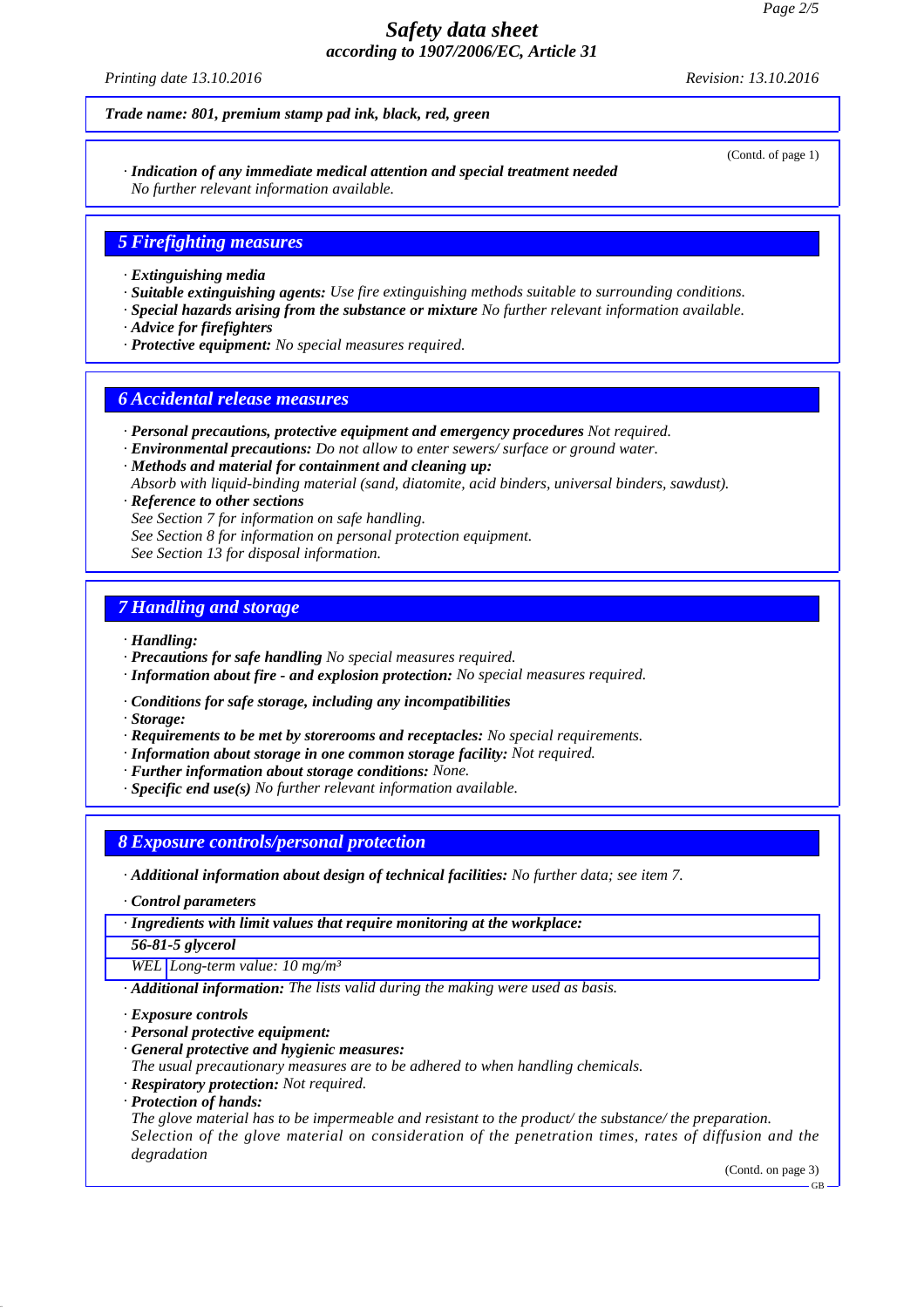*Trade name: 801, premium stamp pad ink, black, red, green*

(Contd. of page 1)

· **Indication of any immediate medical attention and special treatment needed**
No further relevant information available.

## 5 Firefighting measures

· **Extinguishing media**
· **Suitable extinguishing agents:** Use fire extinguishing methods suitable to surrounding conditions.
· **Special hazards arising from the substance or mixture** No further relevant information available.
· **Advice for firefighters**
· **Protective equipment:** No special measures required.

## 6 Accidental release measures

· **Personal precautions, protective equipment and emergency procedures** Not required.
· **Environmental precautions:** Do not allow to enter sewers/ surface or ground water.
· **Methods and material for containment and cleaning up:**
Absorb with liquid-binding material (sand, diatomite, acid binders, universal binders, sawdust).
· **Reference to other sections**
See Section 7 for information on safe handling.
See Section 8 for information on personal protection equipment.
See Section 13 for disposal information.

## 7 Handling and storage

· **Handling:**
· **Precautions for safe handling** No special measures required.
· **Information about fire - and explosion protection:** No special measures required.

· **Conditions for safe storage, including any incompatibilities**
· **Storage:**
· **Requirements to be met by storerooms and receptacles:** No special requirements.
· **Information about storage in one common storage facility:** Not required.
· **Further information about storage conditions:** None.
· **Specific end use(s)** No further relevant information available.

## 8 Exposure controls/personal protection

· **Additional information about design of technical facilities:** No further data; see item 7.

· **Control parameters**

| · **Ingredients with limit values that require monitoring at the workplace:** | |
|---|---|
| **56-81-5 glycerol** | |
| WEL | Long-term value: 10 mg/m³ |

· **Additional information:** The lists valid during the making were used as basis.

· **Exposure controls**
· **Personal protective equipment:**
· **General protective and hygienic measures:**
The usual precautionary measures are to be adhered to when handling chemicals.
· **Respiratory protection:** Not required.
· **Protection of hands:**
The glove material has to be impermeable and resistant to the product/ the substance/ the preparation.
Selection of the glove material on consideration of the penetration times, rates of diffusion and the degradation

(Contd. on page 3)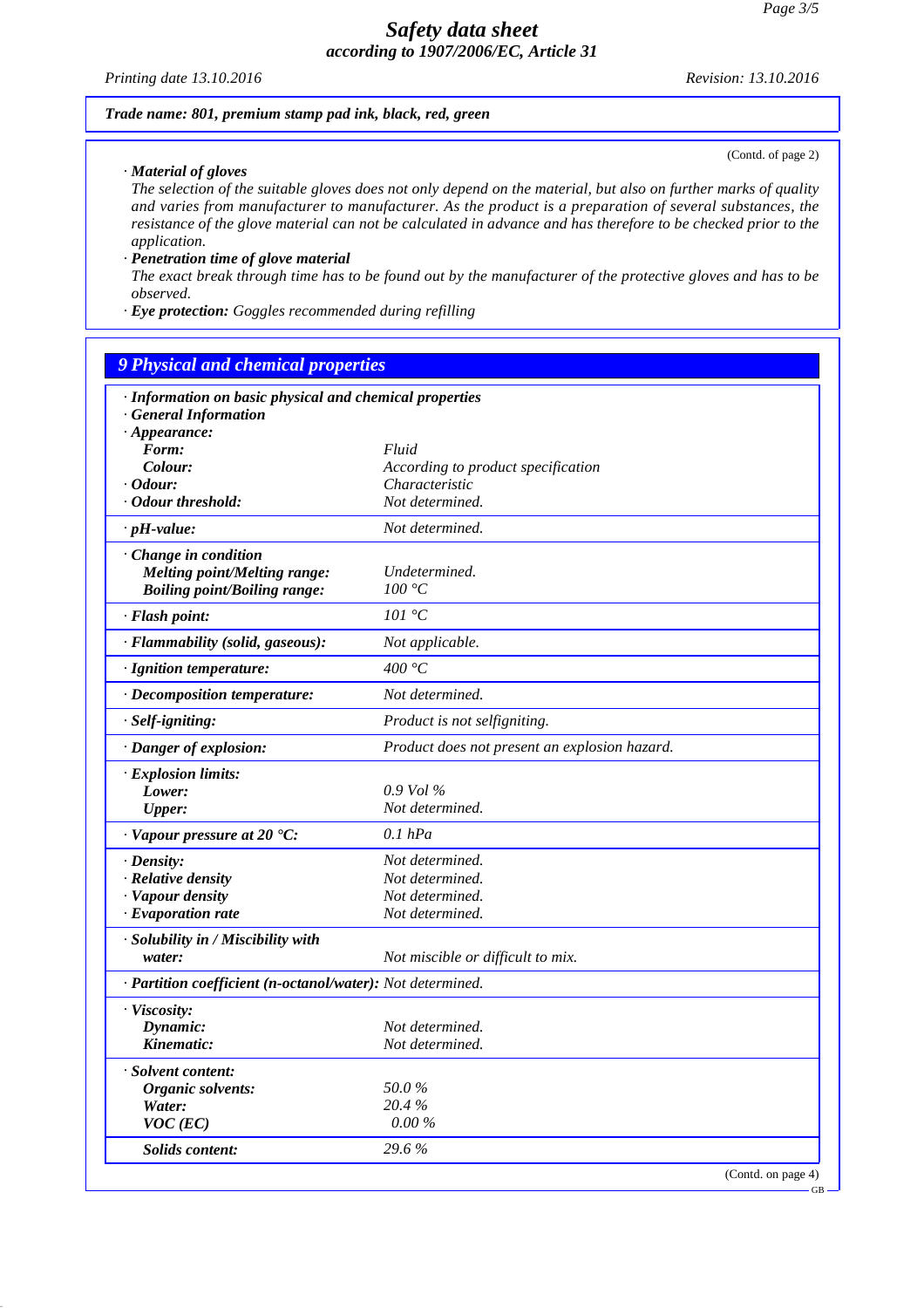**Trade name: 801, premium stamp pad ink, black, red, green**

(Contd. of page 2)

· **Material of gloves**
The selection of the suitable gloves does not only depend on the material, but also on further marks of quality and varies from manufacturer to manufacturer. As the product is a preparation of several substances, the resistance of the glove material can not be calculated in advance and has therefore to be checked prior to the application.

· **Penetration time of glove material**
The exact break through time has to be found out by the manufacturer of the protective gloves and has to be observed.

· **Eye protection:** Goggles recommended during refilling

## 9 Physical and chemical properties

| · **Information on basic physical and chemical properties** | |
|---|---|
| · **General Information** | |
| · **Appearance:** | |
| **Form:** | Fluid |
| **Colour:** | According to product specification |
| · **Odour:** | Characteristic |
| · **Odour threshold:** | Not determined. |
| · **pH-value:** | Not determined. |
| · **Change in condition** | |
| **Melting point/Melting range:** | Undetermined. |
| **Boiling point/Boiling range:** | 100 °C |
| · **Flash point:** | 101 °C |
| · **Flammability (solid, gaseous):** | Not applicable. |
| · **Ignition temperature:** | 400 °C |
| · **Decomposition temperature:** | Not determined. |
| · **Self-igniting:** | Product is not selfigniting. |
| · **Danger of explosion:** | Product does not present an explosion hazard. |
| · **Explosion limits:** | |
| **Lower:** | 0.9 Vol % |
| **Upper:** | Not determined. |
| · **Vapour pressure at 20 °C:** | 0.1 hPa |
| · **Density:** | Not determined. |
| · **Relative density** | Not determined. |
| · **Vapour density** | Not determined. |
| · **Evaporation rate** | Not determined. |
| · **Solubility in / Miscibility with** | |
| **water:** | Not miscible or difficult to mix. |
| · **Partition coefficient (n-octanol/water):** | Not determined. |
| · **Viscosity:** | |
| **Dynamic:** | Not determined. |
| **Kinematic:** | Not determined. |
| · **Solvent content:** | |
| **Organic solvents:** | 50.0 % |
| **Water:** | 20.4 % |
| **VOC (EC)** | 0.00 % |
| **Solids content:** | 29.6 % |

(Contd. on page 4)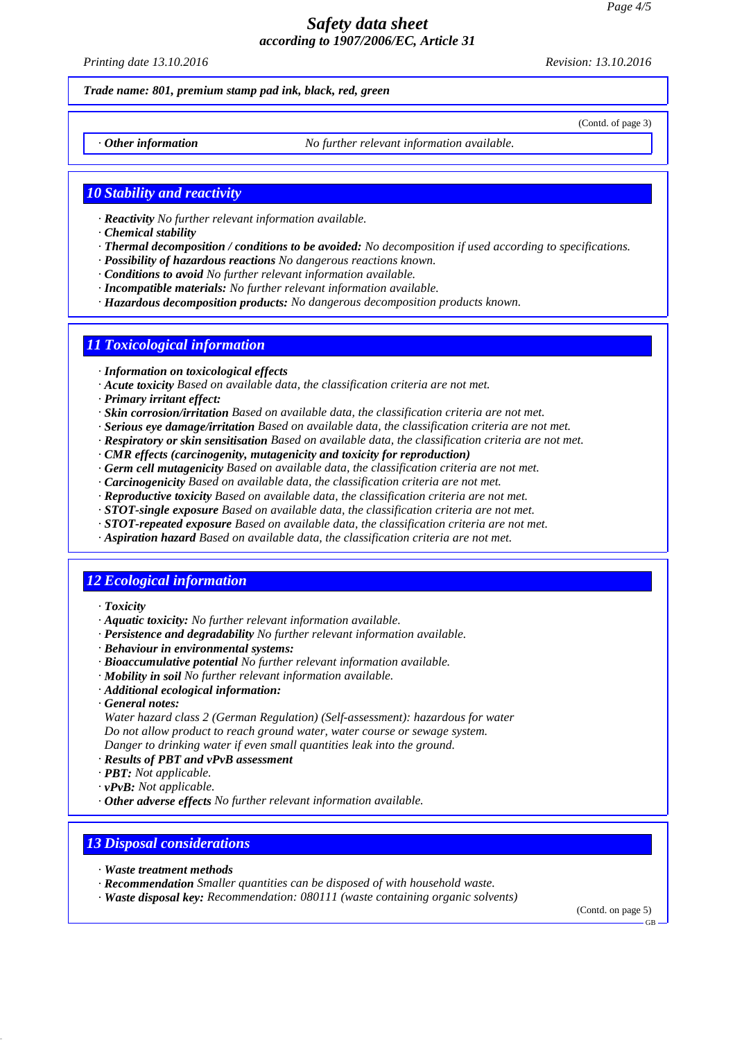*Trade name: 801, premium stamp pad ink, black, red, green*

(Contd. of page 3)

· ***Other information*** *No further relevant information available.*

## *10 Stability and reactivity*

· ***Reactivity*** *No further relevant information available.*
· ***Chemical stability***
· ***Thermal decomposition / conditions to be avoided:*** *No decomposition if used according to specifications.*
· ***Possibility of hazardous reactions*** *No dangerous reactions known.*
· ***Conditions to avoid*** *No further relevant information available.*
· ***Incompatible materials:*** *No further relevant information available.*
· ***Hazardous decomposition products:*** *No dangerous decomposition products known.*

## *11 Toxicological information*

· ***Information on toxicological effects***
· ***Acute toxicity*** *Based on available data, the classification criteria are not met.*
· ***Primary irritant effect:***
· ***Skin corrosion/irritation*** *Based on available data, the classification criteria are not met.*
· ***Serious eye damage/irritation*** *Based on available data, the classification criteria are not met.*
· ***Respiratory or skin sensitisation*** *Based on available data, the classification criteria are not met.*
· ***CMR effects (carcinogenity, mutagenicity and toxicity for reproduction)***
· ***Germ cell mutagenicity*** *Based on available data, the classification criteria are not met.*
· ***Carcinogenicity*** *Based on available data, the classification criteria are not met.*
· ***Reproductive toxicity*** *Based on available data, the classification criteria are not met.*
· ***STOT-single exposure*** *Based on available data, the classification criteria are not met.*
· ***STOT-repeated exposure*** *Based on available data, the classification criteria are not met.*
· ***Aspiration hazard*** *Based on available data, the classification criteria are not met.*

## *12 Ecological information*

· ***Toxicity***
· ***Aquatic toxicity:*** *No further relevant information available.*
· ***Persistence and degradability*** *No further relevant information available.*
· ***Behaviour in environmental systems:***
· ***Bioaccumulative potential*** *No further relevant information available.*
· ***Mobility in soil*** *No further relevant information available.*
· ***Additional ecological information:***
· ***General notes:***
*Water hazard class 2 (German Regulation) (Self-assessment): hazardous for water*
*Do not allow product to reach ground water, water course or sewage system.*
*Danger to drinking water if even small quantities leak into the ground.*
· ***Results of PBT and vPvB assessment***
· ***PBT:*** *Not applicable.*
· ***vPvB:*** *Not applicable.*
· ***Other adverse effects*** *No further relevant information available.*

## *13 Disposal considerations*

· ***Waste treatment methods***
· ***Recommendation*** *Smaller quantities can be disposed of with household waste.*
· ***Waste disposal key:*** *Recommendation: 080111 (waste containing organic solvents)*

(Contd. on page 5)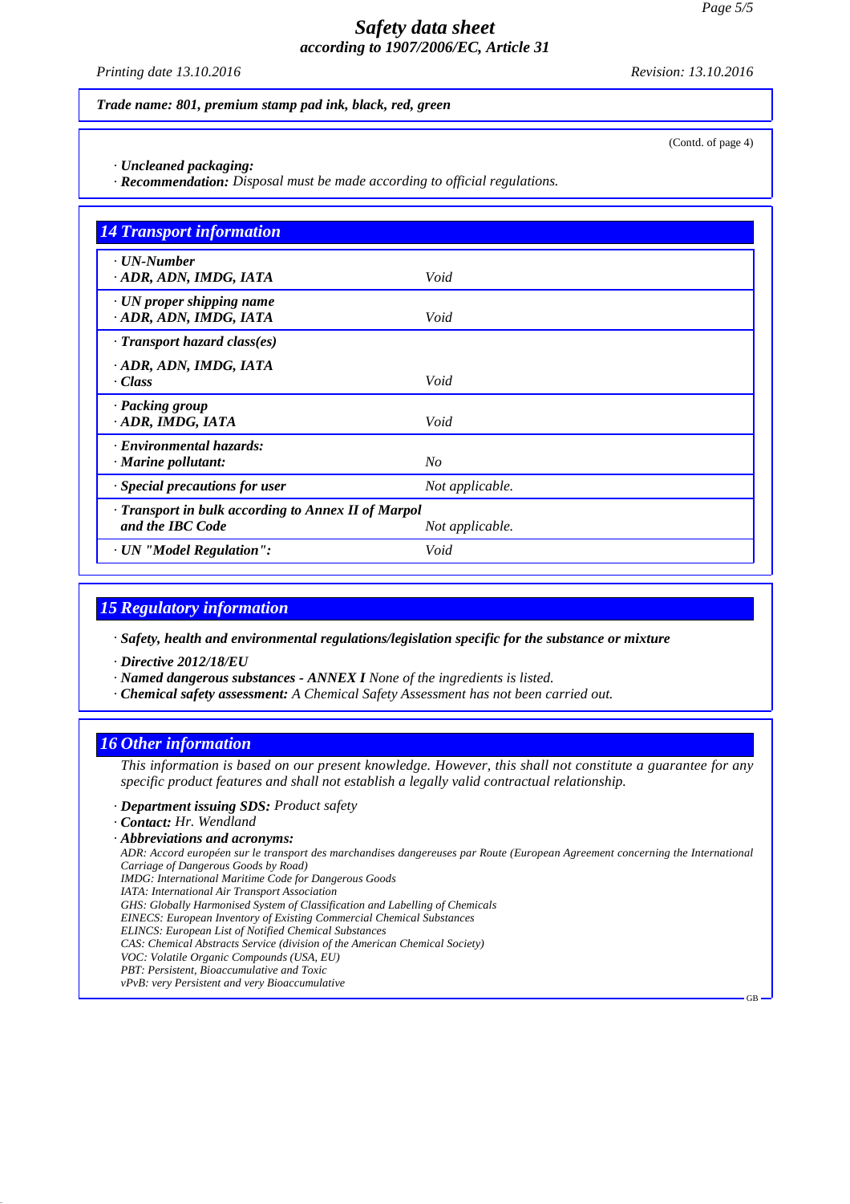**Trade name: 801, premium stamp pad ink, black, red, green**

(Contd. of page 4)

· ***Uncleaned packaging:***
· ***Recommendation:*** *Disposal must be made according to official regulations.*

## 14 Transport information

| | |
|---|---|
| · ***UN-Number*** · ***ADR, ADN, IMDG, IATA*** | *Void* |
| · ***UN proper shipping name*** · ***ADR, ADN, IMDG, IATA*** | *Void* |
| · ***Transport hazard class(es)*** · ***ADR, ADN, IMDG, IATA*** · ***Class*** | *Void* |
| · ***Packing group*** · ***ADR, IMDG, IATA*** | *Void* |
| · ***Environmental hazards:*** · ***Marine pollutant:*** | *No* |
| · ***Special precautions for user*** | *Not applicable.* |
| · ***Transport in bulk according to Annex II of Marpol and the IBC Code*** | *Not applicable.* |
| · ***UN "Model Regulation":*** | *Void* |

## 15 Regulatory information

· ***Safety, health and environmental regulations/legislation specific for the substance or mixture***

· ***Directive 2012/18/EU***
· ***Named dangerous substances - ANNEX I*** *None of the ingredients is listed.*
· ***Chemical safety assessment:*** *A Chemical Safety Assessment has not been carried out.*

## 16 Other information

*This information is based on our present knowledge. However, this shall not constitute a guarantee for any specific product features and shall not establish a legally valid contractual relationship.*

· ***Department issuing SDS:*** *Product safety*
· ***Contact:*** *Hr. Wendland*
· ***Abbreviations and acronyms:***
*ADR: Accord européen sur le transport des marchandises dangereuses par Route (European Agreement concerning the International Carriage of Dangerous Goods by Road)*
*IMDG: International Maritime Code for Dangerous Goods*
*IATA: International Air Transport Association*
*GHS: Globally Harmonised System of Classification and Labelling of Chemicals*
*EINECS: European Inventory of Existing Commercial Chemical Substances*
*ELINCS: European List of Notified Chemical Substances*
*CAS: Chemical Abstracts Service (division of the American Chemical Society)*
*VOC: Volatile Organic Compounds (USA, EU)*
*PBT: Persistent, Bioaccumulative and Toxic*
*vPvB: very Persistent and very Bioaccumulative*